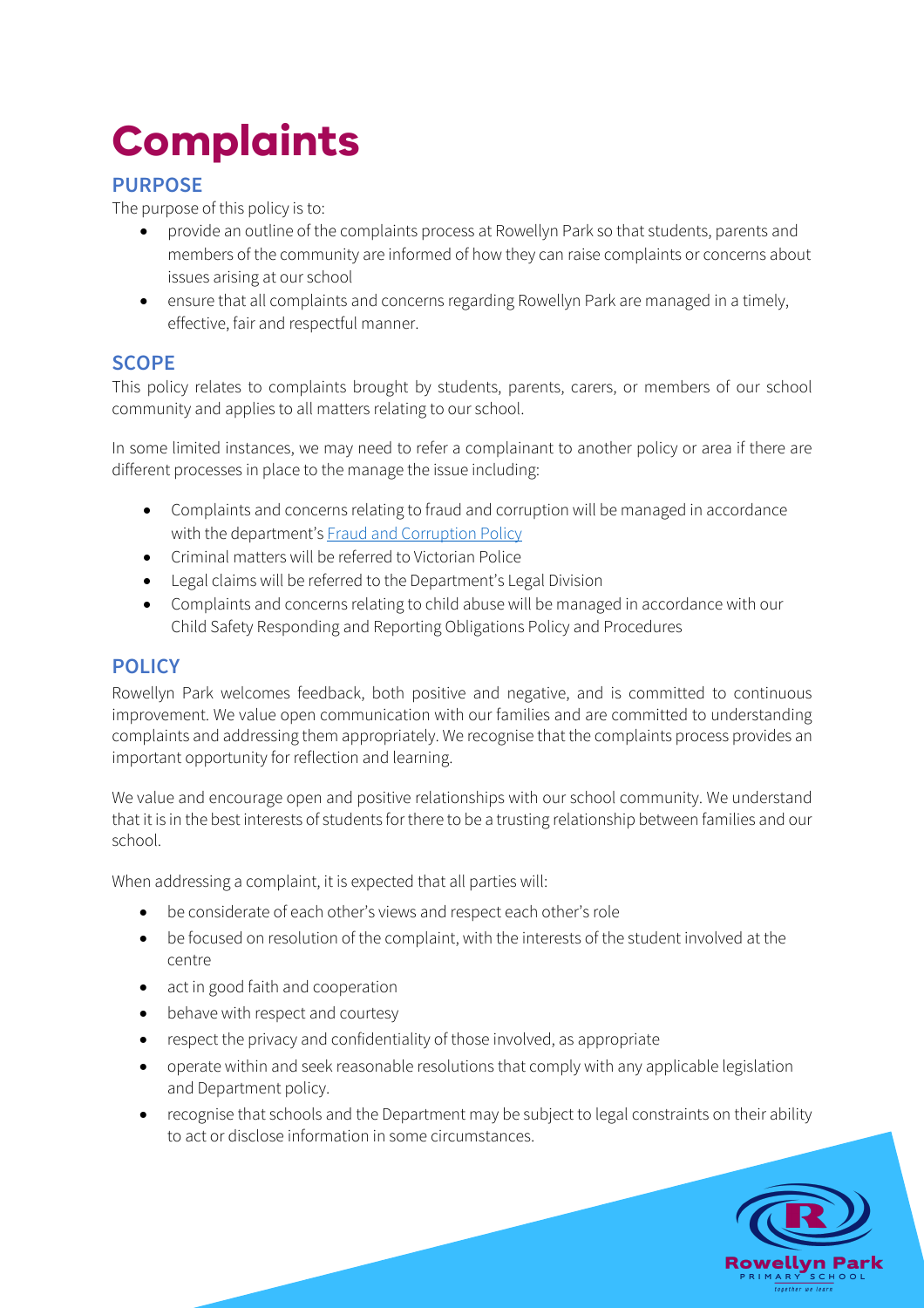# Complaints

## PURPOSE

The purpose of this policy is to:

- provide an outline of the complaints process at Rowellyn Park so that students, parents and members of the community are informed of how they can raise complaints or concerns about issues arising at our school
- ensure that all complaints and concerns regarding Rowellyn Park are managed in a timely, effective, fair and respectful manner.

## SCOPE

This policy relates to complaints brought by students, parents, carers, or members of our school community and applies to all matters relating to our school.

In some limited instances, we may need to refer a complainant to another policy or area if there are different processes in place to the manage the issue including:

- Complaints and concerns relating to fraud and corruption will be managed in accordance with the department's [Fraud and Corruption Policy]
- Criminal matters will be referred to Victorian Police
- Legal claims will be referred to the Department's Legal Division
- Complaints and concerns relating to child abuse will be managed in accordance with our Child Safety Responding and Reporting Obligations Policy and Procedures

## POLICY

Rowellyn Park welcomes feedback, both positive and negative, and is committed to continuous improvement. We value open communication with our families and are committed to understanding complaints and addressing them appropriately. We recognise that the complaints process provides an important opportunity for reflection and learning.

We value and encourage open and positive relationships with our school community. We understand that it is in the best interests of students for there to be a trusting relationship between families and our school.

When addressing a complaint, it is expected that all parties will:

- be considerate of each other's views and respect each other's role
- be focused on resolution of the complaint, with the interests of the student involved at the centre
- act in good faith and cooperation
- behave with respect and courtesy
- respect the privacy and confidentiality of those involved, as appropriate
- operate within and seek reasonable resolutions that comply with any applicable legislation and Department policy.
- recognise that schools and the Department may be subject to legal constraints on their ability to act or disclose information in some circumstances.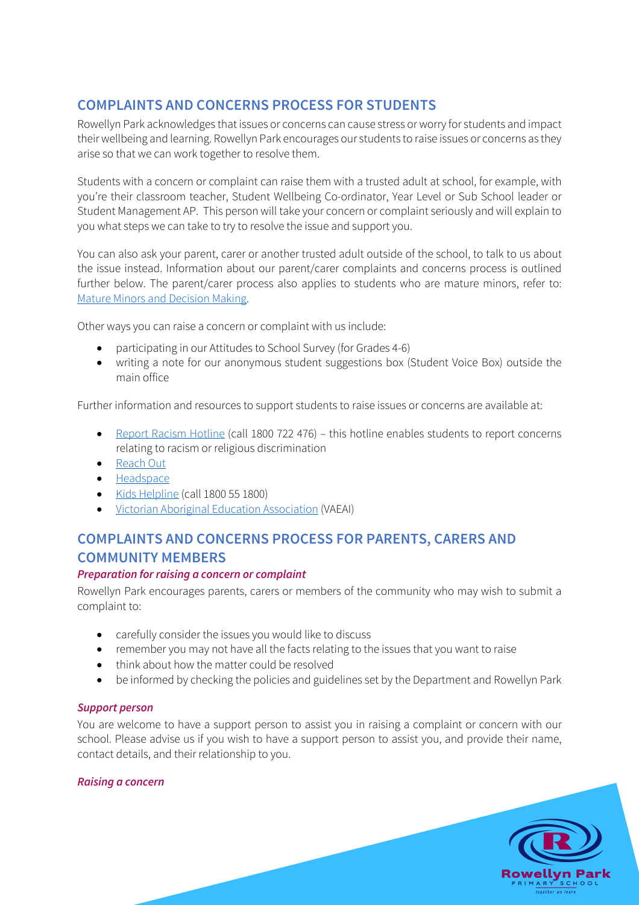## COMPLAINTS AND CONCERNS PROCESS FOR STUDENTS

Rowellyn Park acknowledges that issues or concerns can cause stress or worry for students and impact their wellbeing and learning. Rowellyn Park encourages our students to raise issues or concerns as they arise so that we can work together to resolve them.

Students with a concern or complaint can raise them with a trusted adult at school, for example, with you're their classroom teacher, Student Wellbeing Co-ordinator, Year Level or Sub School leader or Student Management AP. This person will take your concern or complaint seriously and will explain to you what steps we can take to try to resolve the issue and support you.

You can also ask your parent, carer or another trusted adult outside of the school, to talk to us about the issue instead. Information about our parent/carer complaints and concerns process is outlined further below. The parent/carer process also applies to students who are mature minors, refer to: Mature Minors and Decision Making.

Other ways you can raise a concern or complaint with us include:

- participating in our Attitudes to School Survey (for Grades 4-6)
- writing a note for our anonymous student suggestions box (Student Voice Box) outside the main office

Further information and resources to support students to raise issues or concerns are available at:

- Report Racism Hotline (call 1800 722 476) – this hotline enables students to report concerns relating to racism or religious discrimination
- Reach Out
- Headspace
- Kids Helpline (call 1800 55 1800)
- Victorian Aboriginal Education Association (VAEAI)

## COMPLAINTS AND CONCERNS PROCESS FOR PARENTS, CARERS AND COMMUNITY MEMBERS

### *Preparation for raising a concern or complaint*

Rowellyn Park encourages parents, carers or members of the community who may wish to submit a complaint to:

- carefully consider the issues you would like to discuss
- remember you may not have all the facts relating to the issues that you want to raise
- think about how the matter could be resolved
- be informed by checking the policies and guidelines set by the Department and Rowellyn Park

### *Support person*

You are welcome to have a support person to assist you in raising a complaint or concern with our school. Please advise us if you wish to have a support person to assist you, and provide their name, contact details, and their relationship to you.

### *Raising a concern*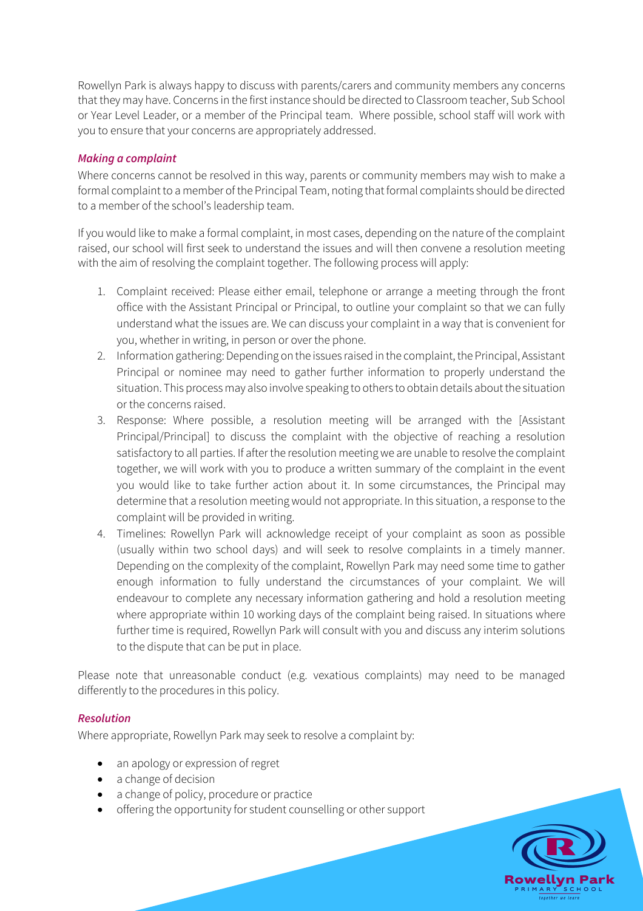Rowellyn Park is always happy to discuss with parents/carers and community members any concerns that they may have. Concerns in the first instance should be directed to Classroom teacher, Sub School or Year Level Leader, or a member of the Principal team. Where possible, school staff will work with you to ensure that your concerns are appropriately addressed.

### *Making a complaint*

Where concerns cannot be resolved in this way, parents or community members may wish to make a formal complaint to a member of the Principal Team, noting that formal complaints should be directed to a member of the school's leadership team.

If you would like to make a formal complaint, in most cases, depending on the nature of the complaint raised, our school will first seek to understand the issues and will then convene a resolution meeting with the aim of resolving the complaint together. The following process will apply:

1. Complaint received: Please either email, telephone or arrange a meeting through the front office with the Assistant Principal or Principal, to outline your complaint so that we can fully understand what the issues are. We can discuss your complaint in a way that is convenient for you, whether in writing, in person or over the phone.
2. Information gathering: Depending on the issues raised in the complaint, the Principal, Assistant Principal or nominee may need to gather further information to properly understand the situation. This process may also involve speaking to others to obtain details about the situation or the concerns raised.
3. Response: Where possible, a resolution meeting will be arranged with the [Assistant Principal/Principal] to discuss the complaint with the objective of reaching a resolution satisfactory to all parties. If after the resolution meeting we are unable to resolve the complaint together, we will work with you to produce a written summary of the complaint in the event you would like to take further action about it. In some circumstances, the Principal may determine that a resolution meeting would not appropriate. In this situation, a response to the complaint will be provided in writing.
4. Timelines: Rowellyn Park will acknowledge receipt of your complaint as soon as possible (usually within two school days) and will seek to resolve complaints in a timely manner. Depending on the complexity of the complaint, Rowellyn Park may need some time to gather enough information to fully understand the circumstances of your complaint. We will endeavour to complete any necessary information gathering and hold a resolution meeting where appropriate within 10 working days of the complaint being raised. In situations where further time is required, Rowellyn Park will consult with you and discuss any interim solutions to the dispute that can be put in place.

Please note that unreasonable conduct (e.g. vexatious complaints) may need to be managed differently to the procedures in this policy.

### *Resolution*

Where appropriate, Rowellyn Park may seek to resolve a complaint by:

- an apology or expression of regret
- a change of decision
- a change of policy, procedure or practice
- offering the opportunity for student counselling or other support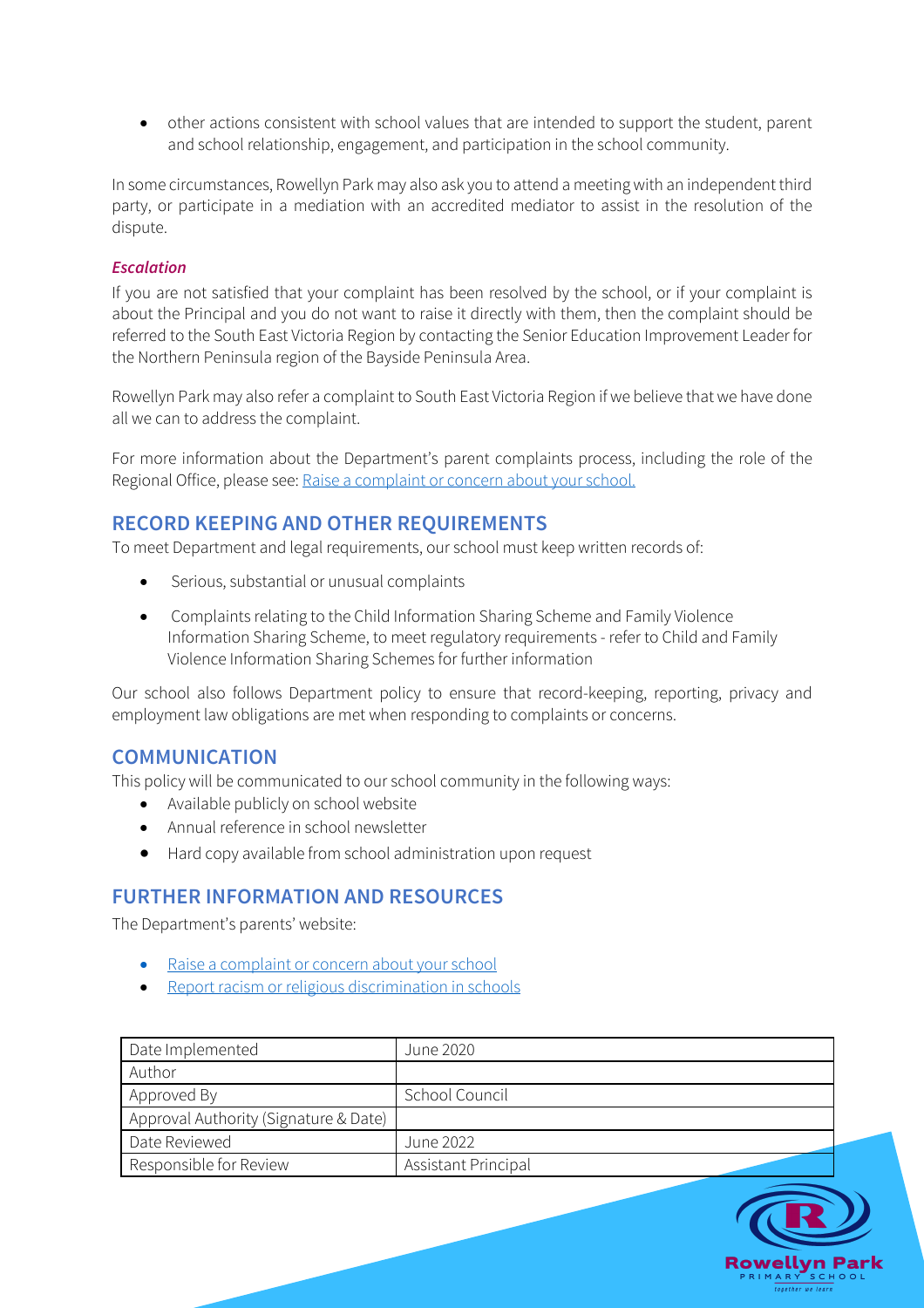- other actions consistent with school values that are intended to support the student, parent and school relationship, engagement, and participation in the school community.

In some circumstances, Rowellyn Park may also ask you to attend a meeting with an independent third party, or participate in a mediation with an accredited mediator to assist in the resolution of the dispute.

***Escalation***

If you are not satisfied that your complaint has been resolved by the school, or if your complaint is about the Principal and you do not want to raise it directly with them, then the complaint should be referred to the South East Victoria Region by contacting the Senior Education Improvement Leader for the Northern Peninsula region of the Bayside Peninsula Area.

Rowellyn Park may also refer a complaint to South East Victoria Region if we believe that we have done all we can to address the complaint.

For more information about the Department's parent complaints process, including the role of the Regional Office, please see: [Raise a complaint or concern about your school.]

## RECORD KEEPING AND OTHER REQUIREMENTS

To meet Department and legal requirements, our school must keep written records of:

- Serious, substantial or unusual complaints
- Complaints relating to the Child Information Sharing Scheme and Family Violence Information Sharing Scheme, to meet regulatory requirements - refer to Child and Family Violence Information Sharing Schemes for further information

Our school also follows Department policy to ensure that record-keeping, reporting, privacy and employment law obligations are met when responding to complaints or concerns.

## COMMUNICATION

This policy will be communicated to our school community in the following ways:

- Available publicly on school website
- Annual reference in school newsletter
- Hard copy available from school administration upon request

## FURTHER INFORMATION AND RESOURCES

The Department's parents' website:

- [Raise a complaint or concern about your school]
- [Report racism or religious discrimination in schools]

| Date Implemented | June 2020 |
|---|---|
| Author | |
| Approved By | School Council |
| Approval Authority (Signature & Date) | |
| Date Reviewed | June 2022 |
| Responsible for Review | Assistant Principal |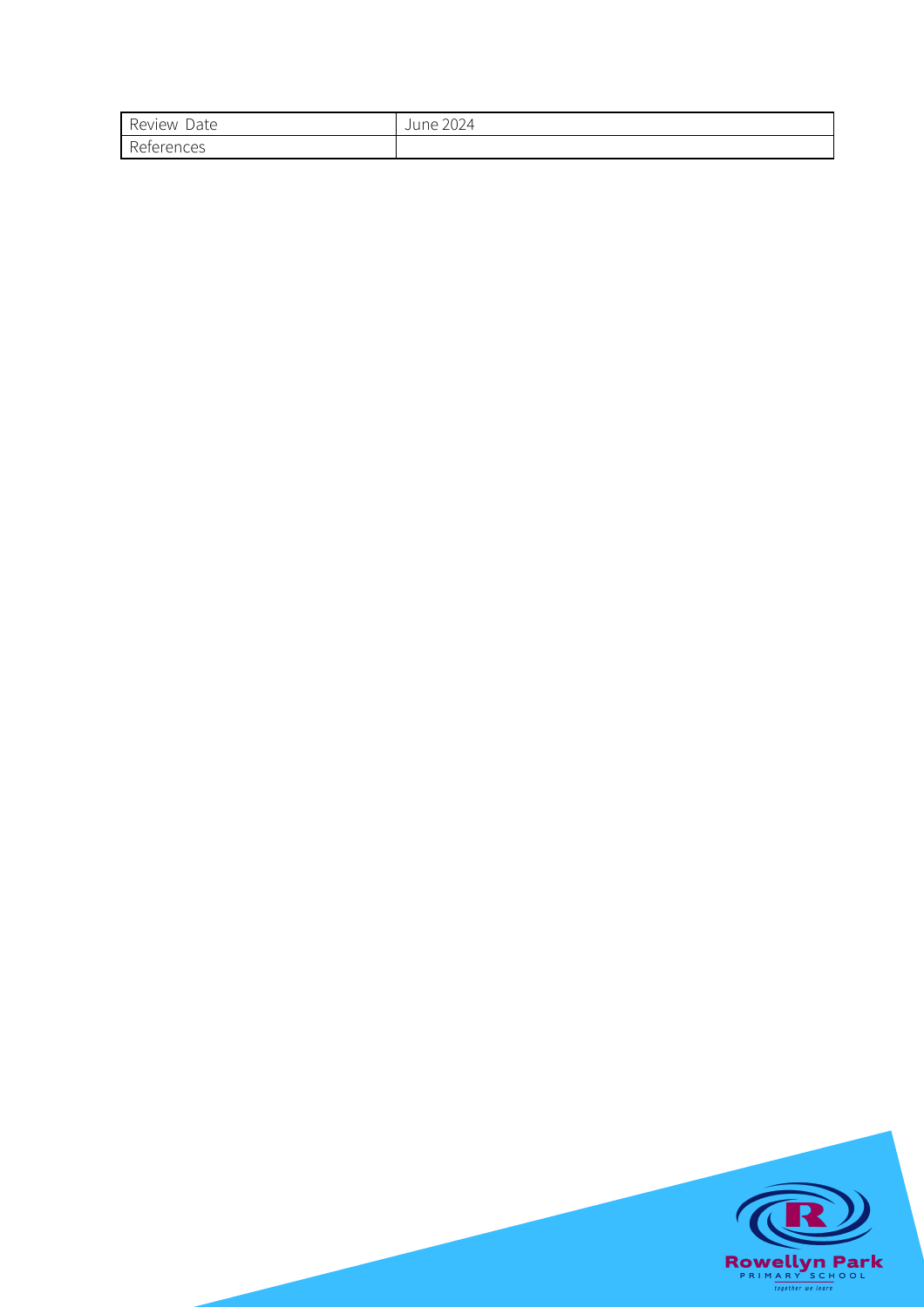| | |
|---|---|
| Review Date | June 2024 |
| References | |